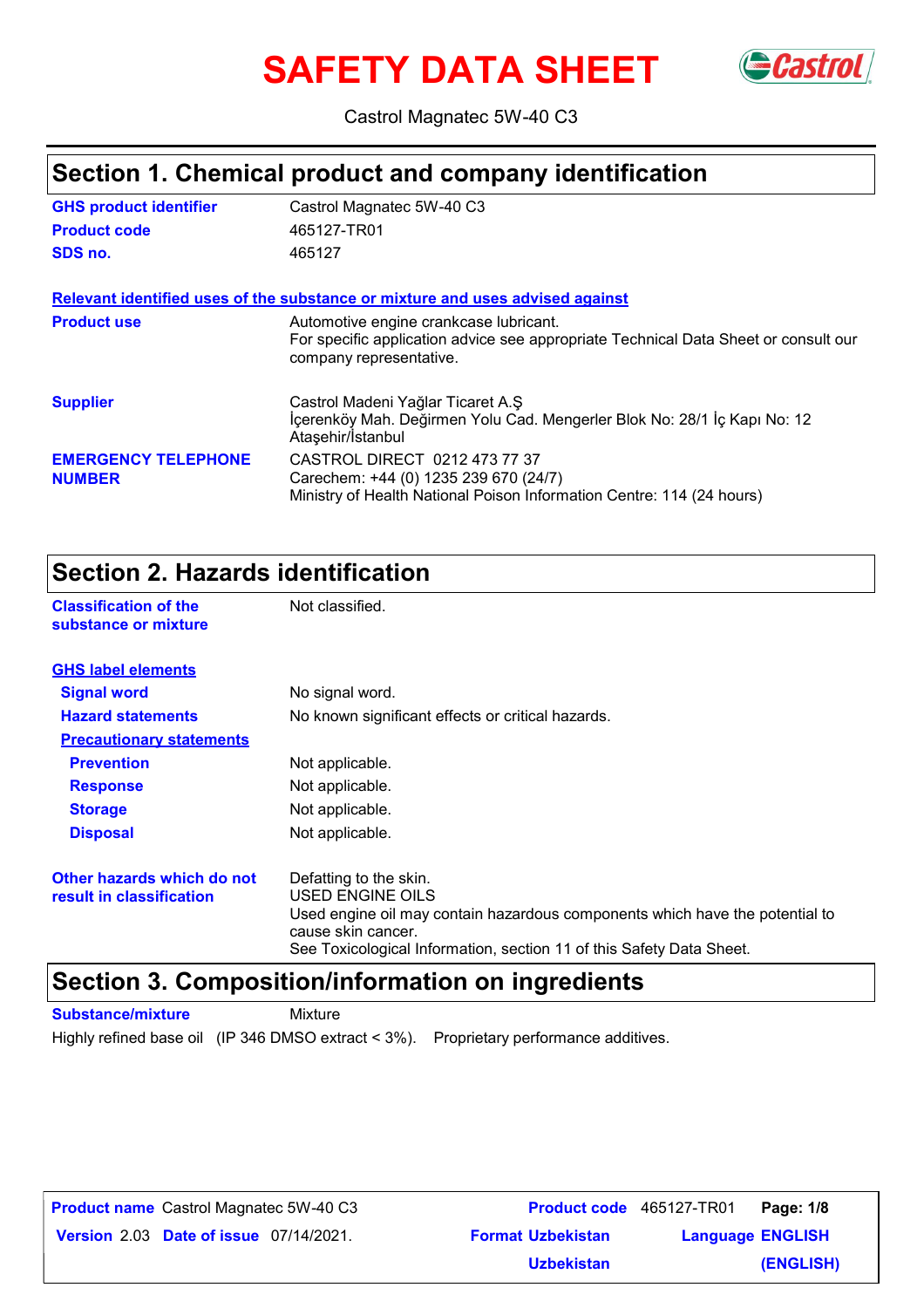# SAFETY DATA SHEET

Castrol Magnatec 5W-40 C3

## Section 1. Chemical product and company identification

| | |
|---|---|
| **GHS product identifier** | Castrol Magnatec 5W-40 C3 |
| **Product code** | 465127-TR01 |
| **SDS no.** | 465127 |

**Relevant identified uses of the substance or mixture and uses advised against**

| | |
|---|---|
| **Product use** | Automotive engine crankcase lubricant.<br>For specific application advice see appropriate Technical Data Sheet or consult our company representative. |
| **Supplier** | Castrol Madeni Yağlar Ticaret A.Ş<br>İçerenköy Mah. Değirmen Yolu Cad. Mengerler Blok No: 28/1 İç Kapı No: 12<br>Ataşehir/İstanbul |
| **EMERGENCY TELEPHONE NUMBER** | CASTROL DIRECT 0212 473 77 37<br>Carechem: +44 (0) 1235 239 670 (24/7)<br>Ministry of Health National Poison Information Centre: 114 (24 hours) |

## Section 2. Hazards identification

| | |
|---|---|
| **Classification of the substance or mixture** | Not classified. |

**GHS label elements**

| | |
|---|---|
| **Signal word** | No signal word. |
| **Hazard statements** | No known significant effects or critical hazards. |

**Precautionary statements**

| | |
|---|---|
| **Prevention** | Not applicable. |
| **Response** | Not applicable. |
| **Storage** | Not applicable. |
| **Disposal** | Not applicable. |

| | |
|---|---|
| **Other hazards which do not result in classification** | Defatting to the skin.<br>USED ENGINE OILS<br>Used engine oil may contain hazardous components which have the potential to cause skin cancer.<br>See Toxicological Information, section 11 of this Safety Data Sheet. |

## Section 3. Composition/information on ingredients

**Substance/mixture** Mixture

Highly refined base oil (IP 346 DMSO extract < 3%). Proprietary performance additives.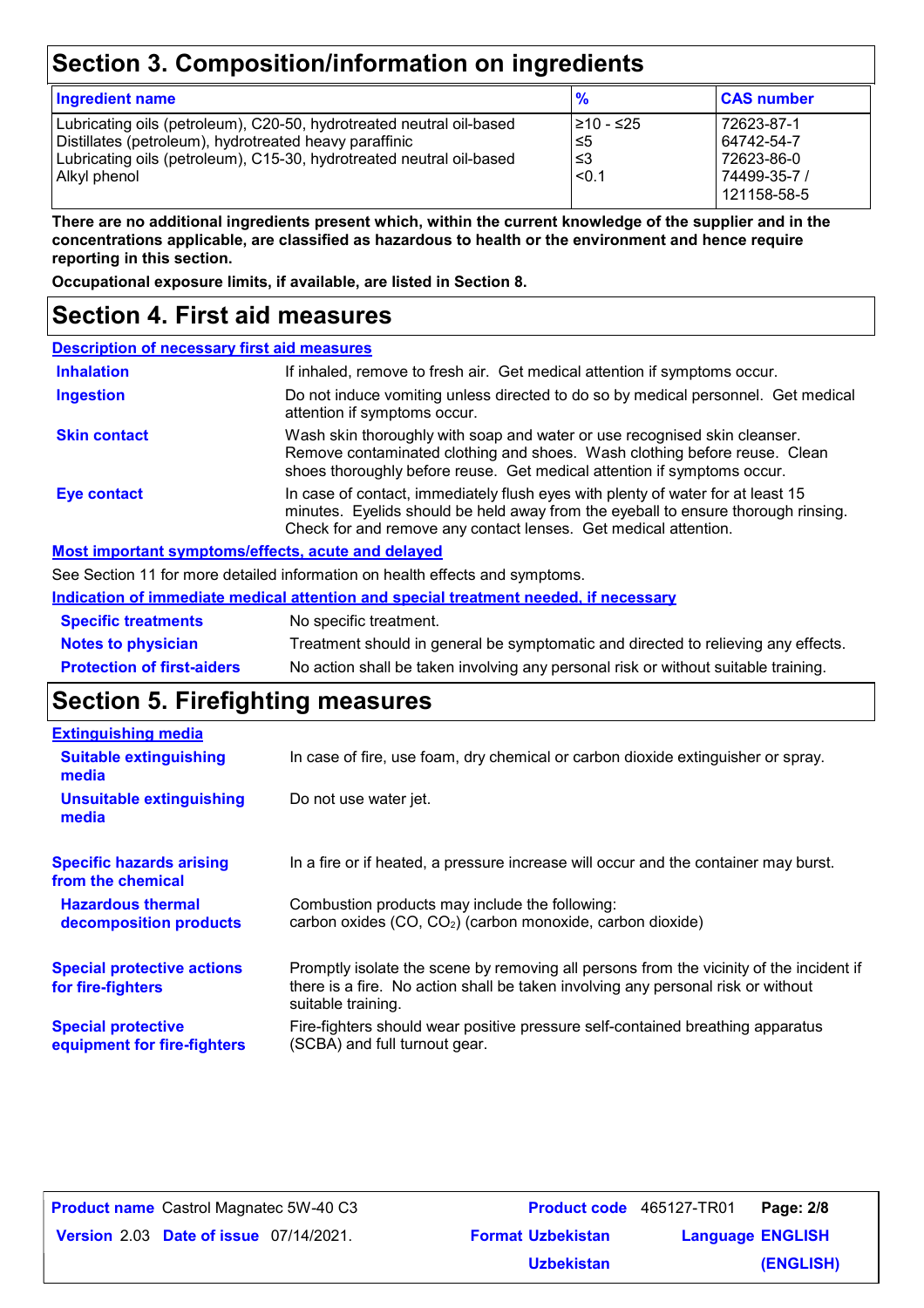## Section 3. Composition/information on ingredients

| Ingredient name | % | CAS number |
|---|---|---|
| Lubricating oils (petroleum), C20-50, hydrotreated neutral oil-based | ≥10 - ≤25 | 72623-87-1 |
| Distillates (petroleum), hydrotreated heavy paraffinic | ≤5 | 64742-54-7 |
| Lubricating oils (petroleum), C15-30, hydrotreated neutral oil-based | ≤3 | 72623-86-0 |
| Alkyl phenol | <0.1 | 74499-35-7 / 121158-58-5 |

**There are no additional ingredients present which, within the current knowledge of the supplier and in the concentrations applicable, are classified as hazardous to health or the environment and hence require reporting in this section.**

**Occupational exposure limits, if available, are listed in Section 8.**

## Section 4. First aid measures

### Description of necessary first aid measures

**Inhalation**: If inhaled, remove to fresh air. Get medical attention if symptoms occur.

**Ingestion**: Do not induce vomiting unless directed to do so by medical personnel. Get medical attention if symptoms occur.

**Skin contact**: Wash skin thoroughly with soap and water or use recognised skin cleanser. Remove contaminated clothing and shoes. Wash clothing before reuse. Clean shoes thoroughly before reuse. Get medical attention if symptoms occur.

**Eye contact**: In case of contact, immediately flush eyes with plenty of water for at least 15 minutes. Eyelids should be held away from the eyeball to ensure thorough rinsing. Check for and remove any contact lenses. Get medical attention.

### Most important symptoms/effects, acute and delayed

See Section 11 for more detailed information on health effects and symptoms.

### Indication of immediate medical attention and special treatment needed, if necessary

**Specific treatments**: No specific treatment.

**Notes to physician**: Treatment should in general be symptomatic and directed to relieving any effects.

**Protection of first-aiders**: No action shall be taken involving any personal risk or without suitable training.

## Section 5. Firefighting measures

### Extinguishing media

**Suitable extinguishing media**: In case of fire, use foam, dry chemical or carbon dioxide extinguisher or spray.

**Unsuitable extinguishing media**: Do not use water jet.

**Specific hazards arising from the chemical**: In a fire or if heated, a pressure increase will occur and the container may burst.

**Hazardous thermal decomposition products**: Combustion products may include the following:
carbon oxides (CO, $CO_2$) (carbon monoxide, carbon dioxide)

**Special protective actions for fire-fighters**: Promptly isolate the scene by removing all persons from the vicinity of the incident if there is a fire. No action shall be taken involving any personal risk or without suitable training.

**Special protective equipment for fire-fighters**: Fire-fighters should wear positive pressure self-contained breathing apparatus (SCBA) and full turnout gear.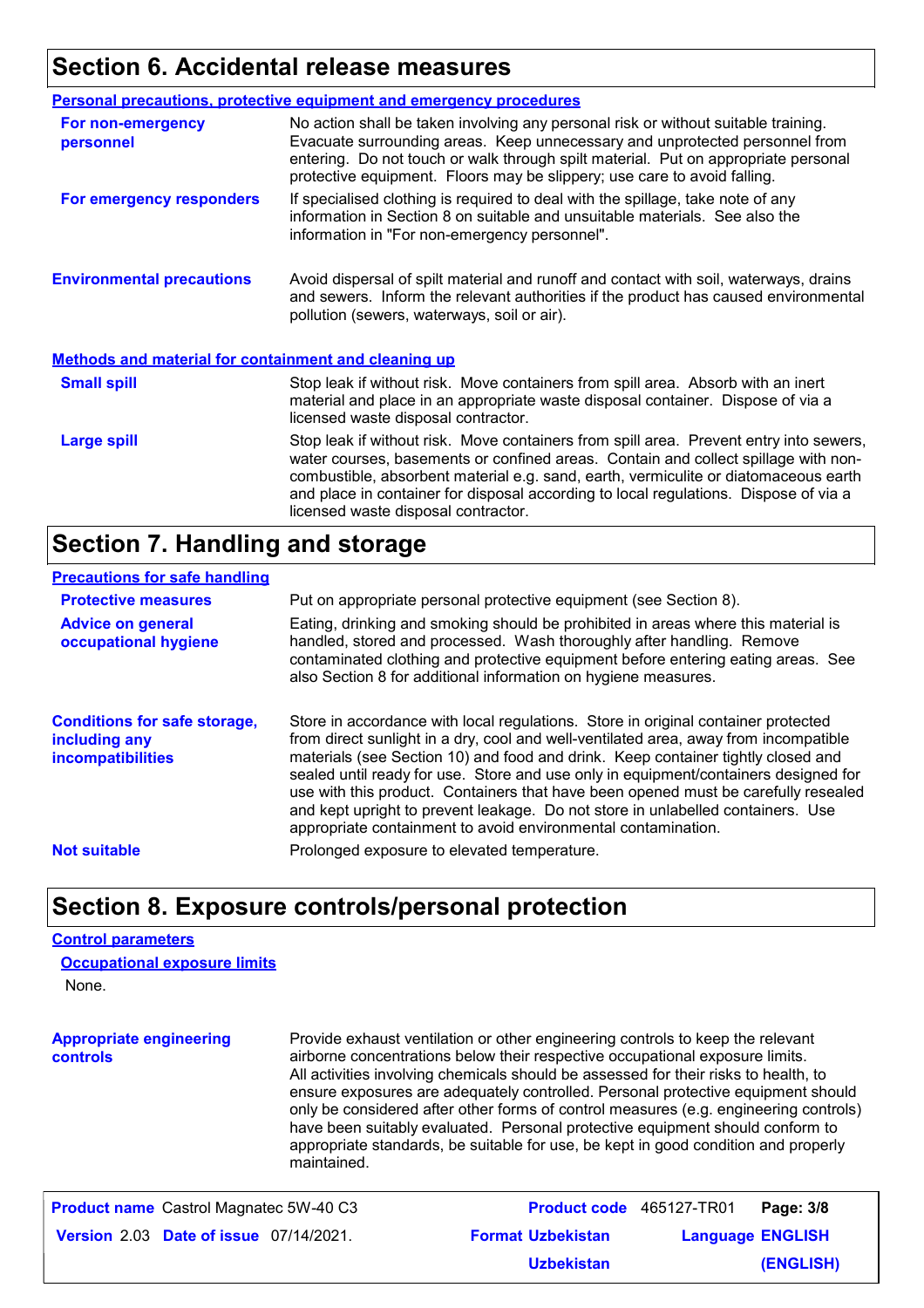## Section 6. Accidental release measures

### Personal precautions, protective equipment and emergency procedures

**For non-emergency personnel**

No action shall be taken involving any personal risk or without suitable training. Evacuate surrounding areas. Keep unnecessary and unprotected personnel from entering. Do not touch or walk through spilt material. Put on appropriate personal protective equipment. Floors may be slippery; use care to avoid falling.

**For emergency responders**

If specialised clothing is required to deal with the spillage, take note of any information in Section 8 on suitable and unsuitable materials. See also the information in "For non-emergency personnel".

**Environmental precautions**

Avoid dispersal of spilt material and runoff and contact with soil, waterways, drains and sewers. Inform the relevant authorities if the product has caused environmental pollution (sewers, waterways, soil or air).

### Methods and material for containment and cleaning up

**Small spill**

Stop leak if without risk. Move containers from spill area. Absorb with an inert material and place in an appropriate waste disposal container. Dispose of via a licensed waste disposal contractor.

**Large spill**

Stop leak if without risk. Move containers from spill area. Prevent entry into sewers, water courses, basements or confined areas. Contain and collect spillage with non-combustible, absorbent material e.g. sand, earth, vermiculite or diatomaceous earth and place in container for disposal according to local regulations. Dispose of via a licensed waste disposal contractor.

## Section 7. Handling and storage

### Precautions for safe handling

**Protective measures**

Put on appropriate personal protective equipment (see Section 8).

**Advice on general occupational hygiene**

Eating, drinking and smoking should be prohibited in areas where this material is handled, stored and processed. Wash thoroughly after handling. Remove contaminated clothing and protective equipment before entering eating areas. See also Section 8 for additional information on hygiene measures.

**Conditions for safe storage, including any incompatibilities**

Store in accordance with local regulations. Store in original container protected from direct sunlight in a dry, cool and well-ventilated area, away from incompatible materials (see Section 10) and food and drink. Keep container tightly closed and sealed until ready for use. Store and use only in equipment/containers designed for use with this product. Containers that have been opened must be carefully resealed and kept upright to prevent leakage. Do not store in unlabelled containers. Use appropriate containment to avoid environmental contamination.

**Not suitable**

Prolonged exposure to elevated temperature.

## Section 8. Exposure controls/personal protection

### Control parameters

#### Occupational exposure limits

None.

**Appropriate engineering controls**

Provide exhaust ventilation or other engineering controls to keep the relevant airborne concentrations below their respective occupational exposure limits. All activities involving chemicals should be assessed for their risks to health, to ensure exposures are adequately controlled. Personal protective equipment should only be considered after other forms of control measures (e.g. engineering controls) have been suitably evaluated. Personal protective equipment should conform to appropriate standards, be suitable for use, be kept in good condition and properly maintained.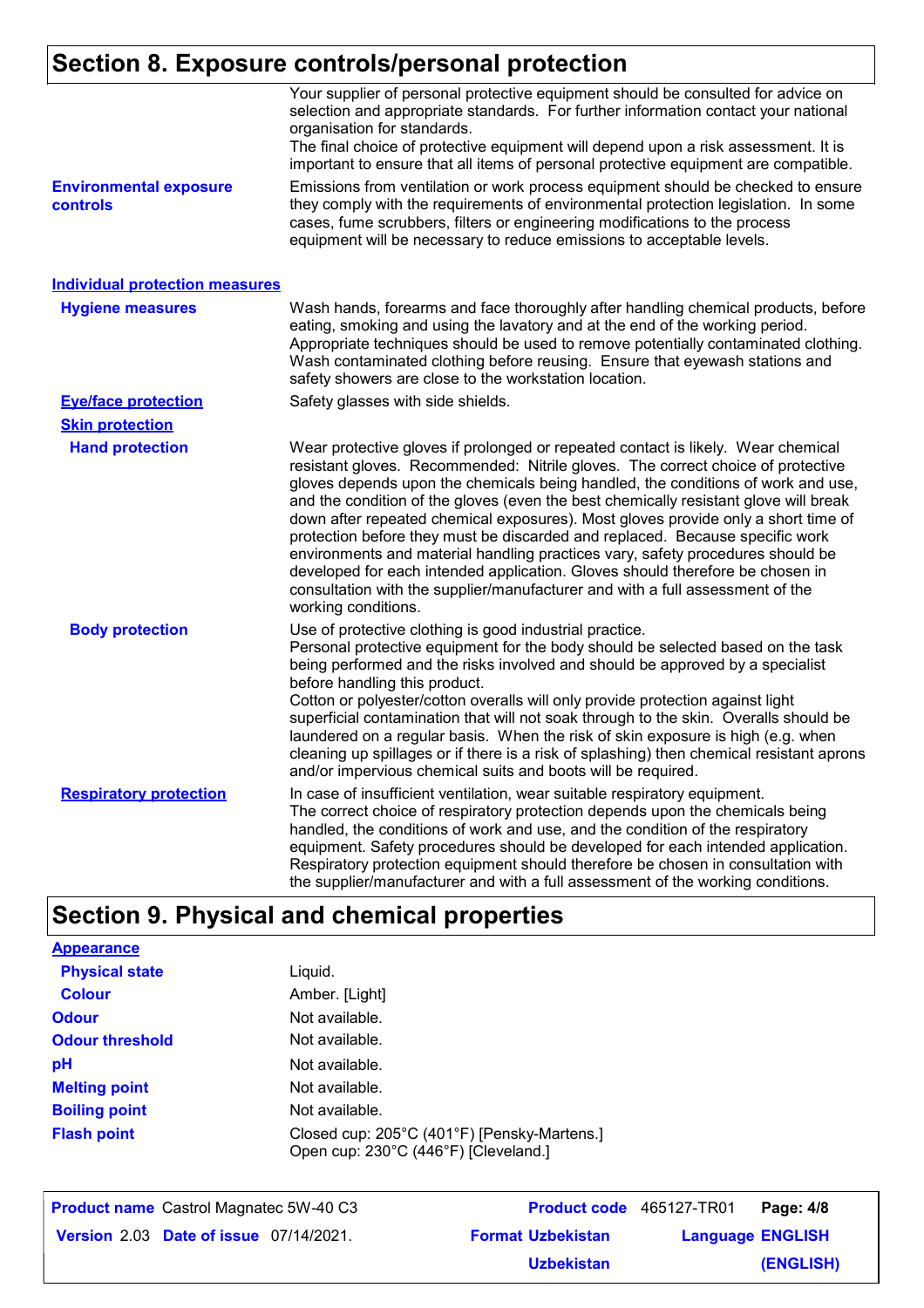## Section 8. Exposure controls/personal protection

Your supplier of personal protective equipment should be consulted for advice on selection and appropriate standards. For further information contact your national organisation for standards.
The final choice of protective equipment will depend upon a risk assessment. It is important to ensure that all items of personal protective equipment are compatible.

**Environmental exposure controls**: Emissions from ventilation or work process equipment should be checked to ensure they comply with the requirements of environmental protection legislation. In some cases, fume scrubbers, filters or engineering modifications to the process equipment will be necessary to reduce emissions to acceptable levels.

### Individual protection measures

**Hygiene measures**: Wash hands, forearms and face thoroughly after handling chemical products, before eating, smoking and using the lavatory and at the end of the working period. Appropriate techniques should be used to remove potentially contaminated clothing. Wash contaminated clothing before reusing. Ensure that eyewash stations and safety showers are close to the workstation location.

**Eye/face protection**: Safety glasses with side shields.

**Skin protection**

**Hand protection**: Wear protective gloves if prolonged or repeated contact is likely. Wear chemical resistant gloves. Recommended: Nitrile gloves. The correct choice of protective gloves depends upon the chemicals being handled, the conditions of work and use, and the condition of the gloves (even the best chemically resistant glove will break down after repeated chemical exposures). Most gloves provide only a short time of protection before they must be discarded and replaced. Because specific work environments and material handling practices vary, safety procedures should be developed for each intended application. Gloves should therefore be chosen in consultation with the supplier/manufacturer and with a full assessment of the working conditions.

**Body protection**: Use of protective clothing is good industrial practice.
Personal protective equipment for the body should be selected based on the task being performed and the risks involved and should be approved by a specialist before handling this product.
Cotton or polyester/cotton overalls will only provide protection against light superficial contamination that will not soak through to the skin. Overalls should be laundered on a regular basis. When the risk of skin exposure is high (e.g. when cleaning up spillages or if there is a risk of splashing) then chemical resistant aprons and/or impervious chemical suits and boots will be required.

**Respiratory protection**: In case of insufficient ventilation, wear suitable respiratory equipment.
The correct choice of respiratory protection depends upon the chemicals being handled, the conditions of work and use, and the condition of the respiratory equipment. Safety procedures should be developed for each intended application. Respiratory protection equipment should therefore be chosen in consultation with the supplier/manufacturer and with a full assessment of the working conditions.

## Section 9. Physical and chemical properties

**Appearance**

**Physical state**: Liquid.

**Colour**: Amber. [Light]

**Odour**: Not available.

**Odour threshold**: Not available.

**pH**: Not available.

**Melting point**: Not available.

**Boiling point**: Not available.

**Flash point**: Closed cup: 205°C (401°F) [Pensky-Martens.]
Open cup: 230°C (446°F) [Cleveland.]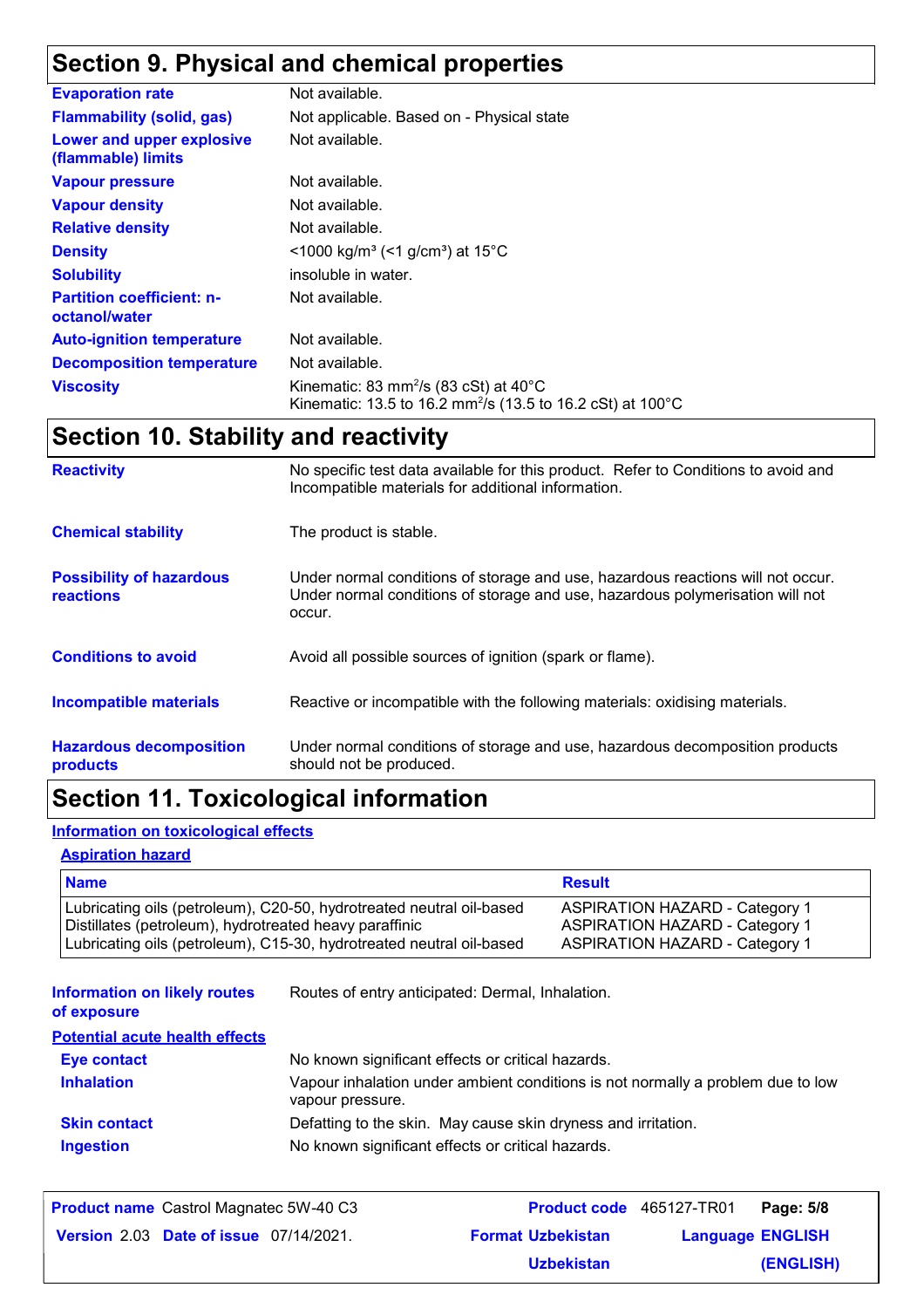## Section 9. Physical and chemical properties

| | |
|---|---|
| **Evaporation rate** | Not available. |
| **Flammability (solid, gas)** | Not applicable. Based on - Physical state |
| **Lower and upper explosive (flammable) limits** | Not available. |
| **Vapour pressure** | Not available. |
| **Vapour density** | Not available. |
| **Relative density** | Not available. |
| **Density** | <1000 kg/m³ (<1 g/cm³) at 15°C |
| **Solubility** | insoluble in water. |
| **Partition coefficient: n-octanol/water** | Not available. |
| **Auto-ignition temperature** | Not available. |
| **Decomposition temperature** | Not available. |
| **Viscosity** | Kinematic: 83 $mm^2/s$ (83 cSt) at 40°C<br>Kinematic: 13.5 to 16.2 $mm^2/s$ (13.5 to 16.2 cSt) at 100°C |

## Section 10. Stability and reactivity

| | |
|---|---|
| **Reactivity** | No specific test data available for this product. Refer to Conditions to avoid and Incompatible materials for additional information. |
| **Chemical stability** | The product is stable. |
| **Possibility of hazardous reactions** | Under normal conditions of storage and use, hazardous reactions will not occur. Under normal conditions of storage and use, hazardous polymerisation will not occur. |
| **Conditions to avoid** | Avoid all possible sources of ignition (spark or flame). |
| **Incompatible materials** | Reactive or incompatible with the following materials: oxidising materials. |
| **Hazardous decomposition products** | Under normal conditions of storage and use, hazardous decomposition products should not be produced. |

## Section 11. Toxicological information

**Information on toxicological effects**

**Aspiration hazard**

| Name | Result |
|---|---|
| Lubricating oils (petroleum), C20-50, hydrotreated neutral oil-based | ASPIRATION HAZARD - Category 1 |
| Distillates (petroleum), hydrotreated heavy paraffinic | ASPIRATION HAZARD - Category 1 |
| Lubricating oils (petroleum), C15-30, hydrotreated neutral oil-based | ASPIRATION HAZARD - Category 1 |

| | |
|---|---|
| **Information on likely routes of exposure** | Routes of entry anticipated: Dermal, Inhalation. |

**Potential acute health effects**

| | |
|---|---|
| **Eye contact** | No known significant effects or critical hazards. |
| **Inhalation** | Vapour inhalation under ambient conditions is not normally a problem due to low vapour pressure. |
| **Skin contact** | Defatting to the skin. May cause skin dryness and irritation. |
| **Ingestion** | No known significant effects or critical hazards. |

**Product name** Castrol Magnatec 5W-40 C3 | **Product code** 465127-TR01 | **Version** 2.03 | **Date of issue** 07/14/2021. | **Format** Uzbekistan Uzbekistan | **Language** ENGLISH (ENGLISH)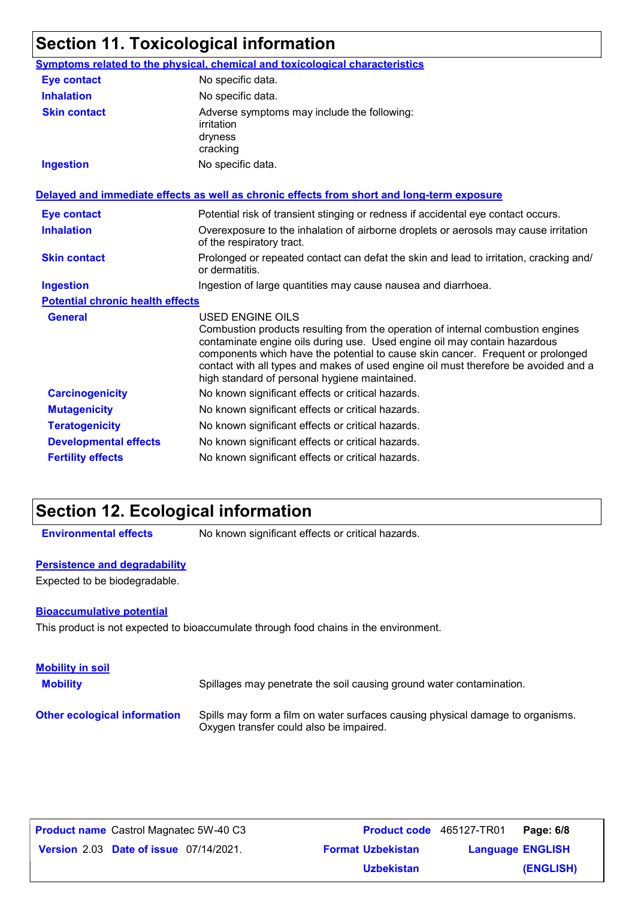## Section 11. Toxicological information

**Symptoms related to the physical, chemical and toxicological characteristics**

| | |
|---|---|
| **Eye contact** | No specific data. |
| **Inhalation** | No specific data. |
| **Skin contact** | Adverse symptoms may include the following: irritation dryness cracking |
| **Ingestion** | No specific data. |

**Delayed and immediate effects as well as chronic effects from short and long-term exposure**

| | |
|---|---|
| **Eye contact** | Potential risk of transient stinging or redness if accidental eye contact occurs. |
| **Inhalation** | Overexposure to the inhalation of airborne droplets or aerosols may cause irritation of the respiratory tract. |
| **Skin contact** | Prolonged or repeated contact can defat the skin and lead to irritation, cracking and/ or dermatitis. |
| **Ingestion** | Ingestion of large quantities may cause nausea and diarrhoea. |

**Potential chronic health effects**

| | |
|---|---|
| **General** | USED ENGINE OILS<br>Combustion products resulting from the operation of internal combustion engines contaminate engine oils during use. Used engine oil may contain hazardous components which have the potential to cause skin cancer. Frequent or prolonged contact with all types and makes of used engine oil must therefore be avoided and a high standard of personal hygiene maintained. |
| **Carcinogenicity** | No known significant effects or critical hazards. |
| **Mutagenicity** | No known significant effects or critical hazards. |
| **Teratogenicity** | No known significant effects or critical hazards. |
| **Developmental effects** | No known significant effects or critical hazards. |
| **Fertility effects** | No known significant effects or critical hazards. |

## Section 12. Ecological information

**Environmental effects** No known significant effects or critical hazards.

**Persistence and degradability**

Expected to be biodegradable.

**Bioaccumulative potential**

This product is not expected to bioaccumulate through food chains in the environment.

**Mobility in soil**

**Mobility** Spillages may penetrate the soil causing ground water contamination.

**Other ecological information** Spills may form a film on water surfaces causing physical damage to organisms. Oxygen transfer could also be impaired.

| | | | |
|---|---|---|---|
| **Product name** Castrol Magnatec 5W-40 C3 | | **Product code** 465127-TR01 | **Page: 6/8** |
| **Version** 2.03 | **Date of issue** 07/14/2021. | **Format** Uzbekistan Uzbekistan | **Language** ENGLISH (ENGLISH) |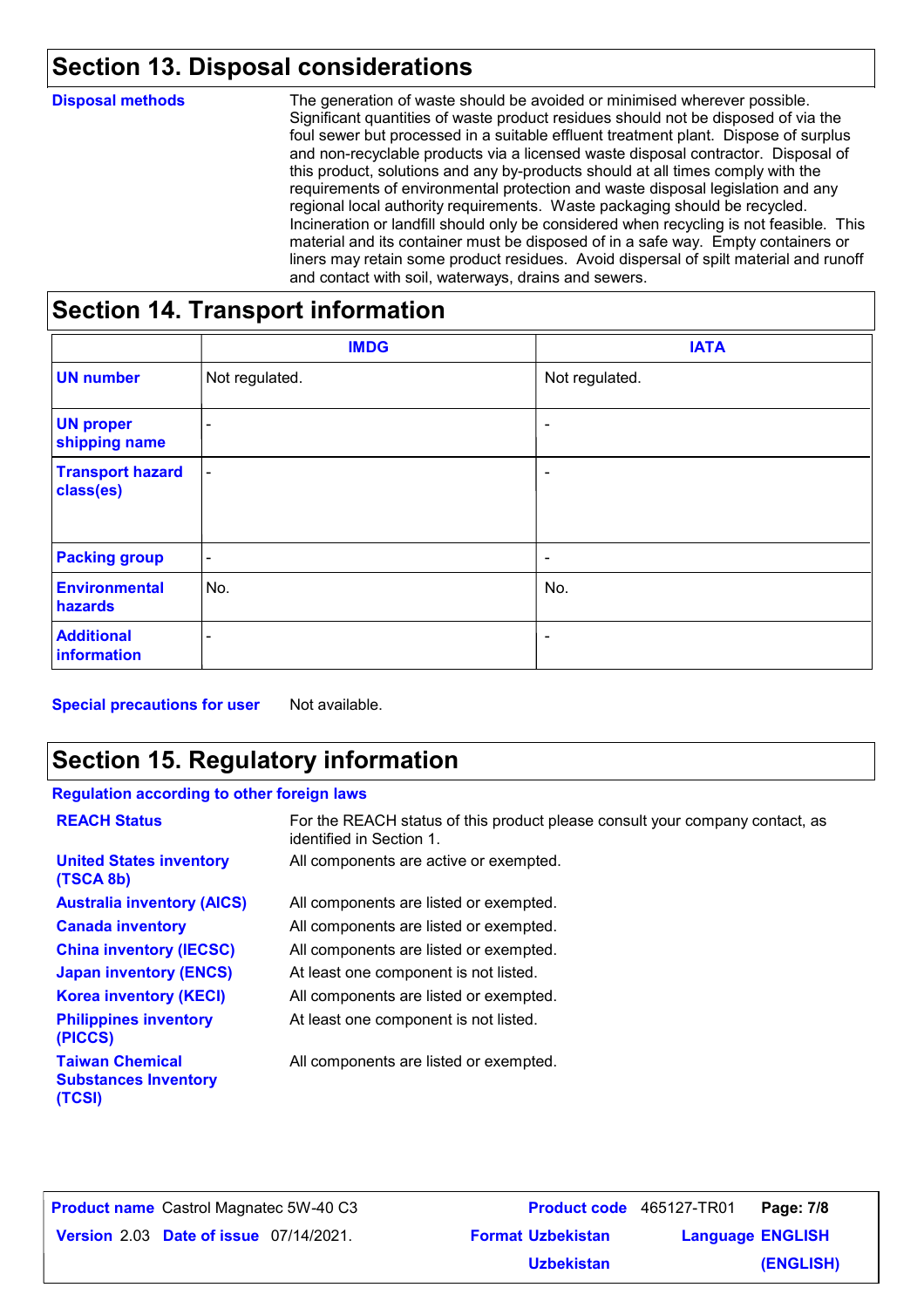## Section 13. Disposal considerations

**Disposal methods**

The generation of waste should be avoided or minimised wherever possible. Significant quantities of waste product residues should not be disposed of via the foul sewer but processed in a suitable effluent treatment plant. Dispose of surplus and non-recyclable products via a licensed waste disposal contractor. Disposal of this product, solutions and any by-products should at all times comply with the requirements of environmental protection and waste disposal legislation and any regional local authority requirements. Waste packaging should be recycled. Incineration or landfill should only be considered when recycling is not feasible. This material and its container must be disposed of in a safe way. Empty containers or liners may retain some product residues. Avoid dispersal of spilt material and runoff and contact with soil, waterways, drains and sewers.

## Section 14. Transport information

| | IMDG | IATA |
|---|---|---|
| **UN number** | Not regulated. | Not regulated. |
| **UN proper shipping name** | - | - |
| **Transport hazard class(es)** | - | - |
| **Packing group** | - | - |
| **Environmental hazards** | No. | No. |
| **Additional information** | - | - |

**Special precautions for user** Not available.

## Section 15. Regulatory information

**Regulation according to other foreign laws**

| | |
|---|---|
| **REACH Status** | For the REACH status of this product please consult your company contact, as identified in Section 1. |
| **United States inventory (TSCA 8b)** | All components are active or exempted. |
| **Australia inventory (AICS)** | All components are listed or exempted. |
| **Canada inventory** | All components are listed or exempted. |
| **China inventory (IECSC)** | All components are listed or exempted. |
| **Japan inventory (ENCS)** | At least one component is not listed. |
| **Korea inventory (KECI)** | All components are listed or exempted. |
| **Philippines inventory (PICCS)** | At least one component is not listed. |
| **Taiwan Chemical Substances Inventory (TCSI)** | All components are listed or exempted. |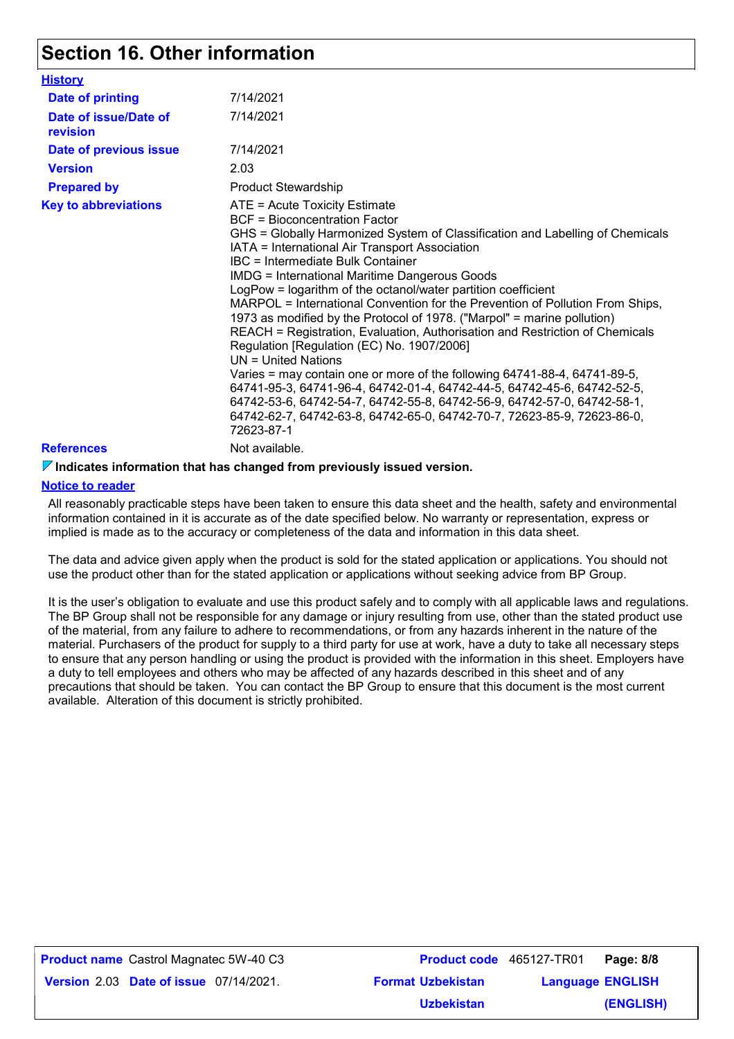# Section 16. Other information

**History**

| | |
|---|---|
| **Date of printing** | 7/14/2021 |
| **Date of issue/Date of revision** | 7/14/2021 |
| **Date of previous issue** | 7/14/2021 |
| **Version** | 2.03 |
| **Prepared by** | Product Stewardship |
| **Key to abbreviations** | ATE = Acute Toxicity Estimate<br>BCF = Bioconcentration Factor<br>GHS = Globally Harmonized System of Classification and Labelling of Chemicals<br>IATA = International Air Transport Association<br>IBC = Intermediate Bulk Container<br>IMDG = International Maritime Dangerous Goods<br>LogPow = logarithm of the octanol/water partition coefficient<br>MARPOL = International Convention for the Prevention of Pollution From Ships, 1973 as modified by the Protocol of 1978. ("Marpol" = marine pollution)<br>REACH = Registration, Evaluation, Authorisation and Restriction of Chemicals Regulation [Regulation (EC) No. 1907/2006]<br>UN = United Nations<br>Varies = may contain one or more of the following 64741-88-4, 64741-89-5, 64741-95-3, 64741-96-4, 64742-01-4, 64742-44-5, 64742-45-6, 64742-52-5, 64742-53-6, 64742-54-7, 64742-55-8, 64742-56-9, 64742-57-0, 64742-58-1, 64742-62-7, 64742-63-8, 64742-65-0, 64742-70-7, 72623-85-9, 72623-86-0, 72623-87-1 |
| **References** | Not available. |

**Indicates information that has changed from previously issued version.**

**Notice to reader**

All reasonably practicable steps have been taken to ensure this data sheet and the health, safety and environmental information contained in it is accurate as of the date specified below. No warranty or representation, express or implied is made as to the accuracy or completeness of the data and information in this data sheet.

The data and advice given apply when the product is sold for the stated application or applications. You should not use the product other than for the stated application or applications without seeking advice from BP Group.

It is the user's obligation to evaluate and use this product safely and to comply with all applicable laws and regulations. The BP Group shall not be responsible for any damage or injury resulting from use, other than the stated product use of the material, from any failure to adhere to recommendations, or from any hazards inherent in the nature of the material. Purchasers of the product for supply to a third party for use at work, have a duty to take all necessary steps to ensure that any person handling or using the product is provided with the information in this sheet. Employers have a duty to tell employees and others who may be affected of any hazards described in this sheet and of any precautions that should be taken. You can contact the BP Group to ensure that this document is the most current available. Alteration of this document is strictly prohibited.